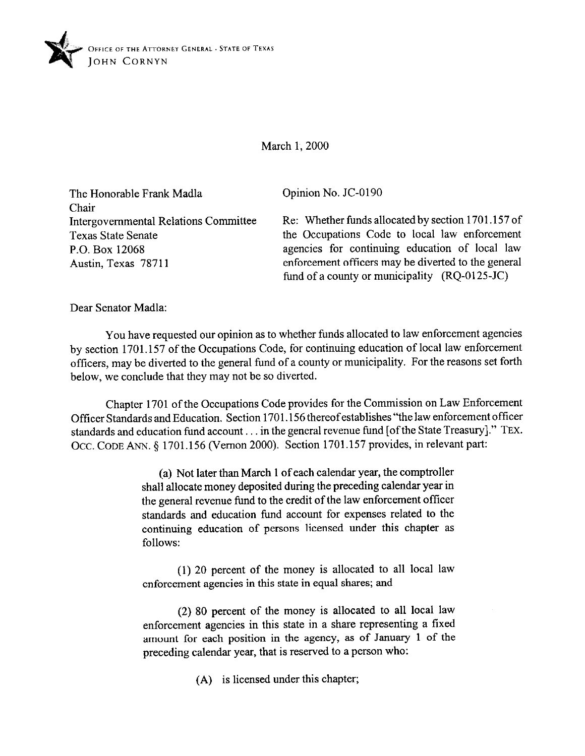OFFICE OF THE ATTORNEY GENERAL · STATE OF TEXAS
JOHN CORNYN

March 1, 2000

The Honorable Frank Madla
Chair
Intergovernmental Relations Committee
Texas State Senate
P.O. Box 12068
Austin, Texas 78711

Opinion No. JC-0190

Re: Whether funds allocated by section 1701.157 of the Occupations Code to local law enforcement agencies for continuing education of local law enforcement officers may be diverted to the general fund of a county or municipality (RQ-0125-JC)

Dear Senator Madla:

You have requested our opinion as to whether funds allocated to law enforcement agencies by section 1701.157 of the Occupations Code, for continuing education of local law enforcement officers, may be diverted to the general fund of a county or municipality. For the reasons set forth below, we conclude that they may not be so diverted.

Chapter 1701 of the Occupations Code provides for the Commission on Law Enforcement Officer Standards and Education. Section 1701.156 thereof establishes "the law enforcement officer standards and education fund account . . . in the general revenue fund [of the State Treasury]." TEX. OCC. CODE ANN. § 1701.156 (Vernon 2000). Section 1701.157 provides, in relevant part:

> (a) Not later than March 1 of each calendar year, the comptroller shall allocate money deposited during the preceding calendar year in the general revenue fund to the credit of the law enforcement officer standards and education fund account for expenses related to the continuing education of persons licensed under this chapter as follows:
>
> (1) 20 percent of the money is allocated to all local law enforcement agencies in this state in equal shares; and
>
> (2) 80 percent of the money is allocated to all local law enforcement agencies in this state in a share representing a fixed amount for each position in the agency, as of January 1 of the preceding calendar year, that is reserved to a person who:
>
> (A) is licensed under this chapter;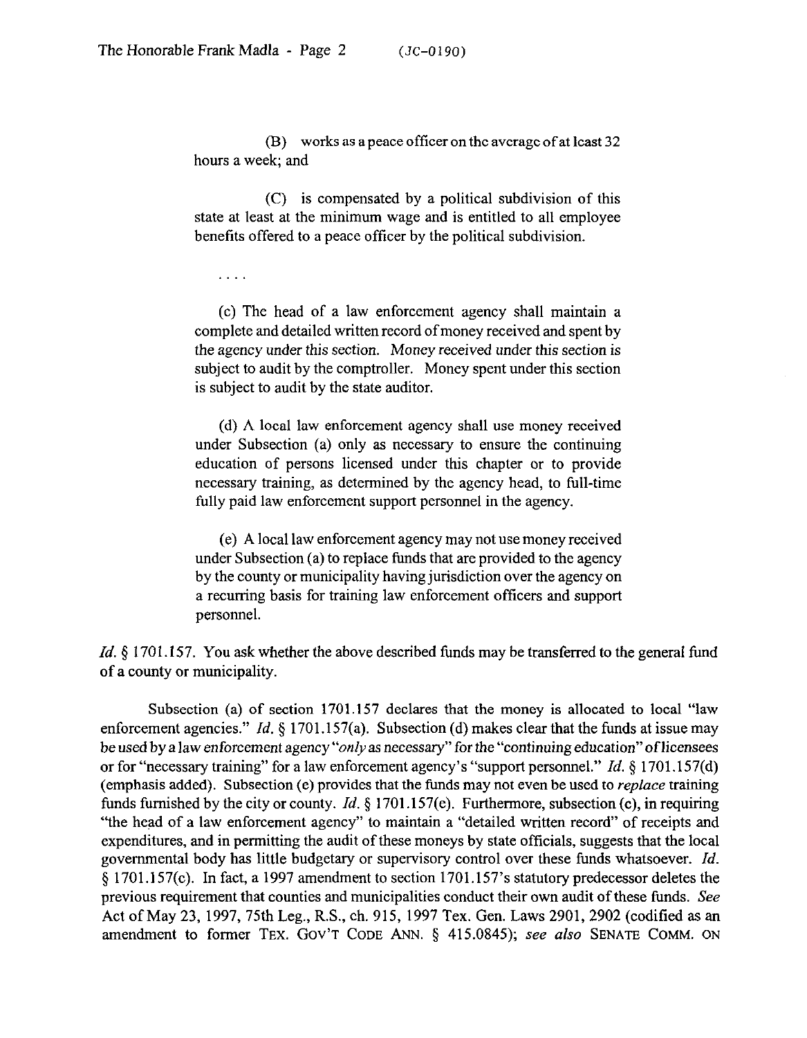(B) works as a peace officer on the average of at least 32 hours a week; and

(C) is compensated by a political subdivision of this state at least at the minimum wage and is entitled to all employee benefits offered to a peace officer by the political subdivision.

. . . .

(c) The head of a law enforcement agency shall maintain a complete and detailed written record of money received and spent by the agency under this section. Money received under this section is subject to audit by the comptroller. Money spent under this section is subject to audit by the state auditor.

(d) A local law enforcement agency shall use money received under Subsection (a) only as necessary to ensure the continuing education of persons licensed under this chapter or to provide necessary training, as determined by the agency head, to full-time fully paid law enforcement support personnel in the agency.

(e) A local law enforcement agency may not use money received under Subsection (a) to replace funds that are provided to the agency by the county or municipality having jurisdiction over the agency on a recurring basis for training law enforcement officers and support personnel.

*Id.* § 1701.157. You ask whether the above described funds may be transferred to the general fund of a county or municipality.

Subsection (a) of section 1701.157 declares that the money is allocated to local "law enforcement agencies." *Id.* § 1701.157(a). Subsection (d) makes clear that the funds at issue may be used by a law enforcement agency "*only* as necessary" for the "continuing education" of licensees or for "necessary training" for a law enforcement agency's "support personnel." *Id.* § 1701.157(d) (emphasis added). Subsection (e) provides that the funds may not even be used to *replace* training funds furnished by the city or county. *Id.* § 1701.157(e). Furthermore, subsection (c), in requiring "the head of a law enforcement agency" to maintain a "detailed written record" of receipts and expenditures, and in permitting the audit of these moneys by state officials, suggests that the local governmental body has little budgetary or supervisory control over these funds whatsoever. *Id.* § 1701.157(c). In fact, a 1997 amendment to section 1701.157's statutory predecessor deletes the previous requirement that counties and municipalities conduct their own audit of these funds. *See* Act of May 23, 1997, 75th Leg., R.S., ch. 915, 1997 Tex. Gen. Laws 2901, 2902 (codified as an amendment to former TEX. GOV'T CODE ANN. § 415.0845); *see also* SENATE COMM. ON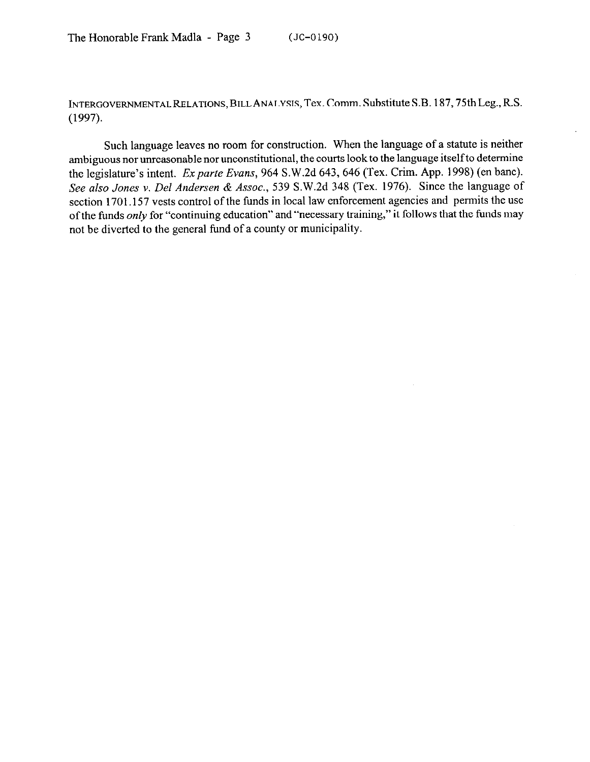INTERGOVERNMENTAL RELATIONS, BILL ANALYSIS, Tex. Comm. Substitute S.B. 187, 75th Leg., R.S. (1997).

Such language leaves no room for construction. When the language of a statute is neither ambiguous nor unreasonable nor unconstitutional, the courts look to the language itself to determine the legislature's intent. *Ex parte Evans*, 964 S.W.2d 643, 646 (Tex. Crim. App. 1998) (en banc). *See also Jones v. Del Andersen & Assoc.*, 539 S.W.2d 348 (Tex. 1976). Since the language of section 1701.157 vests control of the funds in local law enforcement agencies and permits the use of the funds *only* for "continuing education" and "necessary training," it follows that the funds may not be diverted to the general fund of a county or municipality.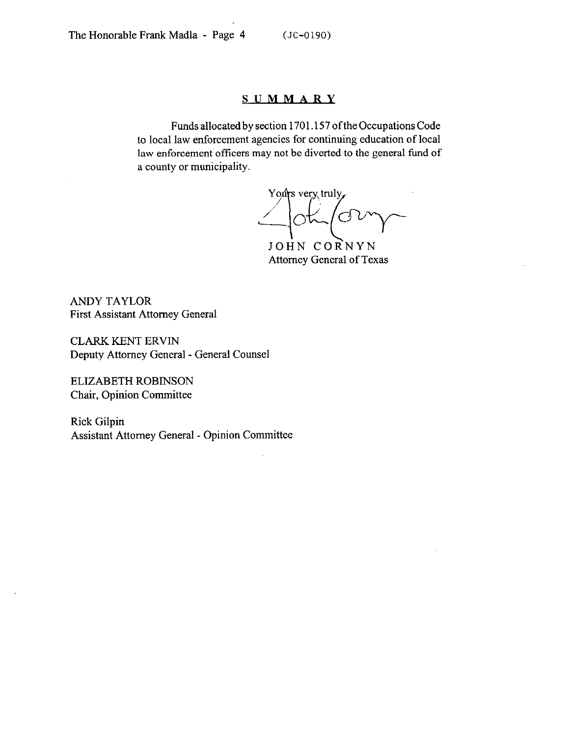## SUMMARY

Funds allocated by section 1701.157 of the Occupations Code to local law enforcement agencies for continuing education of local law enforcement officers may not be diverted to the general fund of a county or municipality.

Yours very truly,

JOHN CORNYN
Attorney General of Texas

ANDY TAYLOR
First Assistant Attorney General

CLARK KENT ERVIN
Deputy Attorney General - General Counsel

ELIZABETH ROBINSON
Chair, Opinion Committee

Rick Gilpin
Assistant Attorney General - Opinion Committee